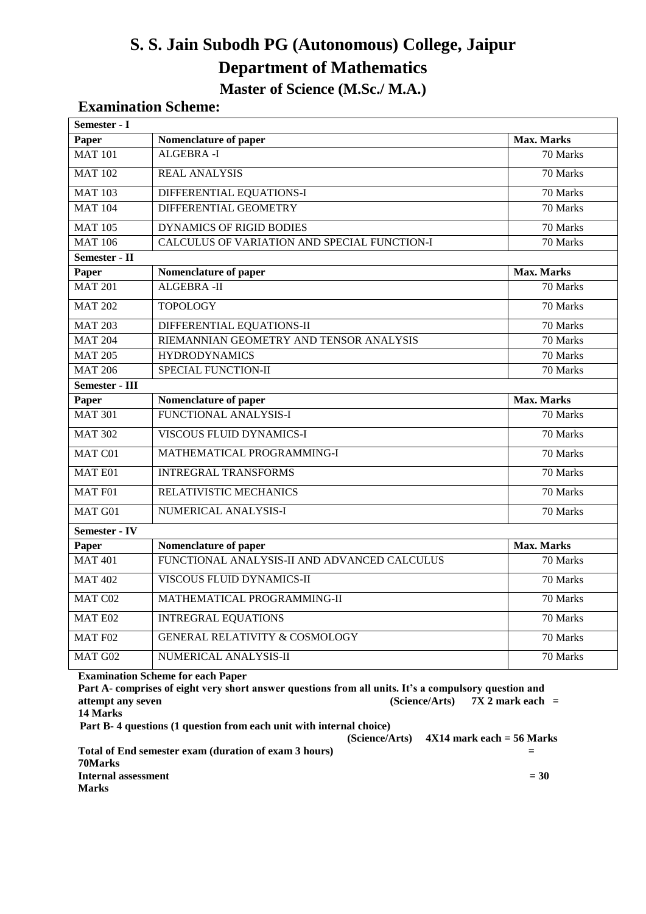# S. S. Jain Subodh PG (Autonomous) College, Jaipur

## Department of Mathematics

### Master of Science (M.Sc./ M.A.)

## Examination Scheme:

| Semester - I | | |
|---|---|---|
| **Paper** | **Nomenclature of paper** | **Max. Marks** |
| MAT 101 | ALGEBRA -I | 70 Marks |
| MAT 102 | REAL ANALYSIS | 70 Marks |
| MAT 103 | DIFFERENTIAL EQUATIONS-I | 70 Marks |
| MAT 104 | DIFFERENTIAL GEOMETRY | 70 Marks |
| MAT 105 | DYNAMICS OF RIGID BODIES | 70 Marks |
| MAT 106 | CALCULUS OF VARIATION AND SPECIAL FUNCTION-I | 70 Marks |
| **Semester - II** | | |
| **Paper** | **Nomenclature of paper** | **Max. Marks** |
| MAT 201 | ALGEBRA -II | 70 Marks |
| MAT 202 | TOPOLOGY | 70 Marks |
| MAT 203 | DIFFERENTIAL EQUATIONS-II | 70 Marks |
| MAT 204 | RIEMANNIAN GEOMETRY AND TENSOR ANALYSIS | 70 Marks |
| MAT 205 | HYDRODYNAMICS | 70 Marks |
| MAT 206 | SPECIAL FUNCTION-II | 70 Marks |
| **Semester - III** | | |
| **Paper** | **Nomenclature of paper** | **Max. Marks** |
| MAT 301 | FUNCTIONAL ANALYSIS-I | 70 Marks |
| MAT 302 | VISCOUS FLUID DYNAMICS-I | 70 Marks |
| MAT C01 | MATHEMATICAL PROGRAMMING-I | 70 Marks |
| MAT E01 | INTREGRAL TRANSFORMS | 70 Marks |
| MAT F01 | RELATIVISTIC MECHANICS | 70 Marks |
| MAT G01 | NUMERICAL ANALYSIS-I | 70 Marks |
| **Semester - IV** | | |
| **Paper** | **Nomenclature of paper** | **Max. Marks** |
| MAT 401 | FUNCTIONAL ANALYSIS-II AND ADVANCED CALCULUS | 70 Marks |
| MAT 402 | VISCOUS FLUID DYNAMICS-II | 70 Marks |
| MAT C02 | MATHEMATICAL PROGRAMMING-II | 70 Marks |
| MAT E02 | INTREGRAL EQUATIONS | 70 Marks |
| MAT F02 | GENERAL RELATIVITY & COSMOLOGY | 70 Marks |
| MAT G02 | NUMERICAL ANALYSIS-II | 70 Marks |

**Examination Scheme for each Paper**

**Part A- comprises of eight very short answer questions from all units. It's a compulsory question and attempt any seven (Science/Arts) 7X 2 mark each = 14 Marks**

**Part B- 4 questions (1 question from each unit with internal choice) (Science/Arts) 4X14 mark each = 56 Marks**

**Total of End semester exam (duration of exam 3 hours) = 70Marks**

**Internal assessment = 30 Marks**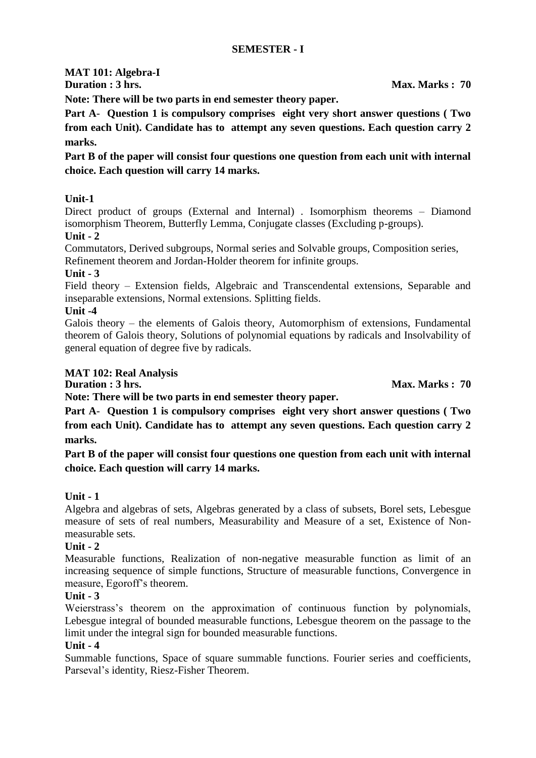## SEMESTER - I

### MAT 101: Algebra-I

**Duration : 3 hrs.** **Max. Marks : 70**

**Note: There will be two parts in end semester theory paper.**

**Part A- Question 1 is compulsory comprises eight very short answer questions ( Two from each Unit). Candidate has to attempt any seven questions. Each question carry 2 marks.**

**Part B of the paper will consist four questions one question from each unit with internal choice. Each question will carry 14 marks.**

**Unit-1**

Direct product of groups (External and Internal) . Isomorphism theorems – Diamond isomorphism Theorem, Butterfly Lemma, Conjugate classes (Excluding p-groups).

**Unit - 2**

Commutators, Derived subgroups, Normal series and Solvable groups, Composition series, Refinement theorem and Jordan-Holder theorem for infinite groups.

**Unit - 3**

Field theory – Extension fields, Algebraic and Transcendental extensions, Separable and inseparable extensions, Normal extensions. Splitting fields.

**Unit -4**

Galois theory – the elements of Galois theory, Automorphism of extensions, Fundamental theorem of Galois theory, Solutions of polynomial equations by radicals and Insolvability of general equation of degree five by radicals.

### MAT 102: Real Analysis

**Duration : 3 hrs.** **Max. Marks : 70**

**Note: There will be two parts in end semester theory paper.**

**Part A- Question 1 is compulsory comprises eight very short answer questions ( Two from each Unit). Candidate has to attempt any seven questions. Each question carry 2 marks.**

**Part B of the paper will consist four questions one question from each unit with internal choice. Each question will carry 14 marks.**

**Unit - 1**

Algebra and algebras of sets, Algebras generated by a class of subsets, Borel sets, Lebesgue measure of sets of real numbers, Measurability and Measure of a set, Existence of Non-measurable sets.

**Unit - 2**

Measurable functions, Realization of non-negative measurable function as limit of an increasing sequence of simple functions, Structure of measurable functions, Convergence in measure, Egoroff's theorem.

**Unit - 3**

Weierstrass's theorem on the approximation of continuous function by polynomials, Lebesgue integral of bounded measurable functions, Lebesgue theorem on the passage to the limit under the integral sign for bounded measurable functions.

**Unit - 4**

Summable functions, Space of square summable functions. Fourier series and coefficients, Parseval's identity, Riesz-Fisher Theorem.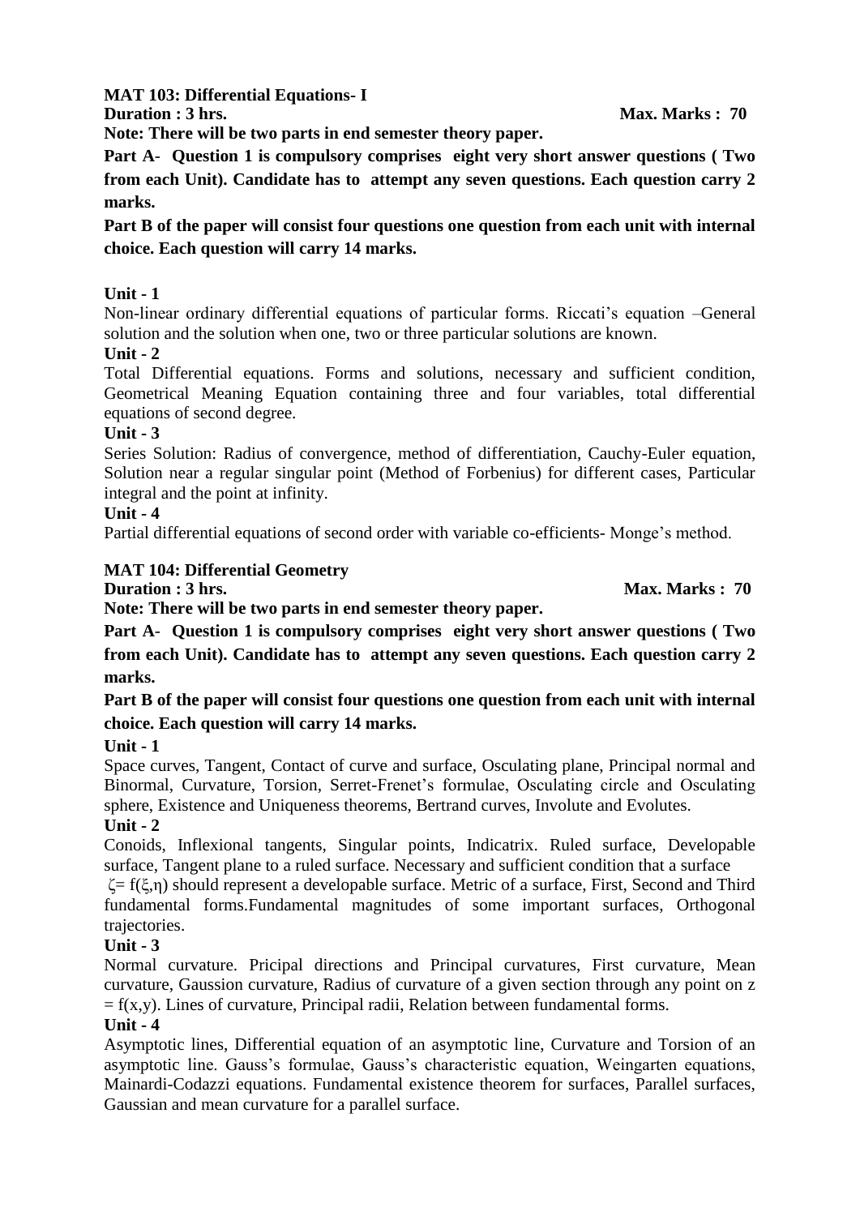**MAT 103: Differential Equations- I**

**Duration : 3 hrs.** **Max. Marks : 70**

**Note: There will be two parts in end semester theory paper.**

**Part A- Question 1 is compulsory comprises eight very short answer questions ( Two from each Unit). Candidate has to attempt any seven questions. Each question carry 2 marks.**

**Part B of the paper will consist four questions one question from each unit with internal choice. Each question will carry 14 marks.**

**Unit - 1**

Non-linear ordinary differential equations of particular forms. Riccati's equation –General solution and the solution when one, two or three particular solutions are known.

**Unit - 2**

Total Differential equations. Forms and solutions, necessary and sufficient condition, Geometrical Meaning Equation containing three and four variables, total differential equations of second degree.

**Unit - 3**

Series Solution: Radius of convergence, method of differentiation, Cauchy-Euler equation, Solution near a regular singular point (Method of Forbenius) for different cases, Particular integral and the point at infinity.

**Unit - 4**

Partial differential equations of second order with variable co-efficients- Monge's method.

**MAT 104: Differential Geometry**

**Duration : 3 hrs.** **Max. Marks : 70**

**Note: There will be two parts in end semester theory paper.**

**Part A- Question 1 is compulsory comprises eight very short answer questions ( Two from each Unit). Candidate has to attempt any seven questions. Each question carry 2 marks.**

**Part B of the paper will consist four questions one question from each unit with internal choice. Each question will carry 14 marks.**

**Unit - 1**

Space curves, Tangent, Contact of curve and surface, Osculating plane, Principal normal and Binormal, Curvature, Torsion, Serret-Frenet's formulae, Osculating circle and Osculating sphere, Existence and Uniqueness theorems, Bertrand curves, Involute and Evolutes.

**Unit - 2**

Conoids, Inflexional tangents, Singular points, Indicatrix. Ruled surface, Developable surface, Tangent plane to a ruled surface. Necessary and sufficient condition that a surface $\zeta = f(\xi, \eta)$ should represent a developable surface. Metric of a surface, First, Second and Third fundamental forms.Fundamental magnitudes of some important surfaces, Orthogonal trajectories.

**Unit - 3**

Normal curvature. Pricipal directions and Principal curvatures, First curvature, Mean curvature, Gaussion curvature, Radius of curvature of a given section through any point on $z = f(x,y)$. Lines of curvature, Principal radii, Relation between fundamental forms.

**Unit - 4**

Asymptotic lines, Differential equation of an asymptotic line, Curvature and Torsion of an asymptotic line. Gauss's formulae, Gauss's characteristic equation, Weingarten equations, Mainardi-Codazzi equations. Fundamental existence theorem for surfaces, Parallel surfaces, Gaussian and mean curvature for a parallel surface.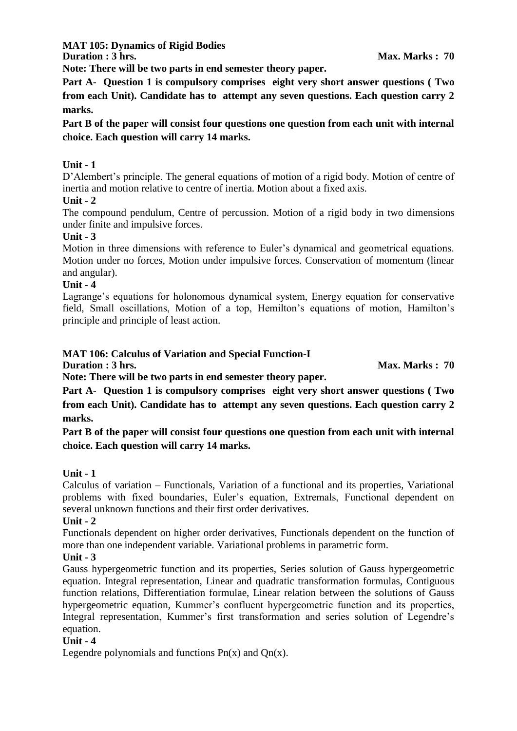**MAT 105: Dynamics of Rigid Bodies**

**Duration : 3 hrs.** **Max. Marks : 70**

**Note: There will be two parts in end semester theory paper.**

**Part A- Question 1 is compulsory comprises eight very short answer questions ( Two from each Unit). Candidate has to attempt any seven questions. Each question carry 2 marks.**

**Part B of the paper will consist four questions one question from each unit with internal choice. Each question will carry 14 marks.**

**Unit - 1**

D'Alembert's principle. The general equations of motion of a rigid body. Motion of centre of inertia and motion relative to centre of inertia. Motion about a fixed axis.

**Unit - 2**

The compound pendulum, Centre of percussion. Motion of a rigid body in two dimensions under finite and impulsive forces.

**Unit - 3**

Motion in three dimensions with reference to Euler's dynamical and geometrical equations. Motion under no forces, Motion under impulsive forces. Conservation of momentum (linear and angular).

**Unit - 4**

Lagrange's equations for holonomous dynamical system, Energy equation for conservative field, Small oscillations, Motion of a top, Hemilton's equations of motion, Hamilton's principle and principle of least action.

**MAT 106: Calculus of Variation and Special Function-I**

**Duration : 3 hrs.** **Max. Marks : 70**

**Note: There will be two parts in end semester theory paper.**

**Part A- Question 1 is compulsory comprises eight very short answer questions ( Two from each Unit). Candidate has to attempt any seven questions. Each question carry 2 marks.**

**Part B of the paper will consist four questions one question from each unit with internal choice. Each question will carry 14 marks.**

**Unit - 1**

Calculus of variation – Functionals, Variation of a functional and its properties, Variational problems with fixed boundaries, Euler's equation, Extremals, Functional dependent on several unknown functions and their first order derivatives.

**Unit - 2**

Functionals dependent on higher order derivatives, Functionals dependent on the function of more than one independent variable. Variational problems in parametric form.

**Unit - 3**

Gauss hypergeometric function and its properties, Series solution of Gauss hypergeometric equation. Integral representation, Linear and quadratic transformation formulas, Contiguous function relations, Differentiation formulae, Linear relation between the solutions of Gauss hypergeometric equation, Kummer's confluent hypergeometric function and its properties, Integral representation, Kummer's first transformation and series solution of Legendre's equation.

**Unit - 4**

Legendre polynomials and functions $P_n(x)$ and $Q_n(x)$.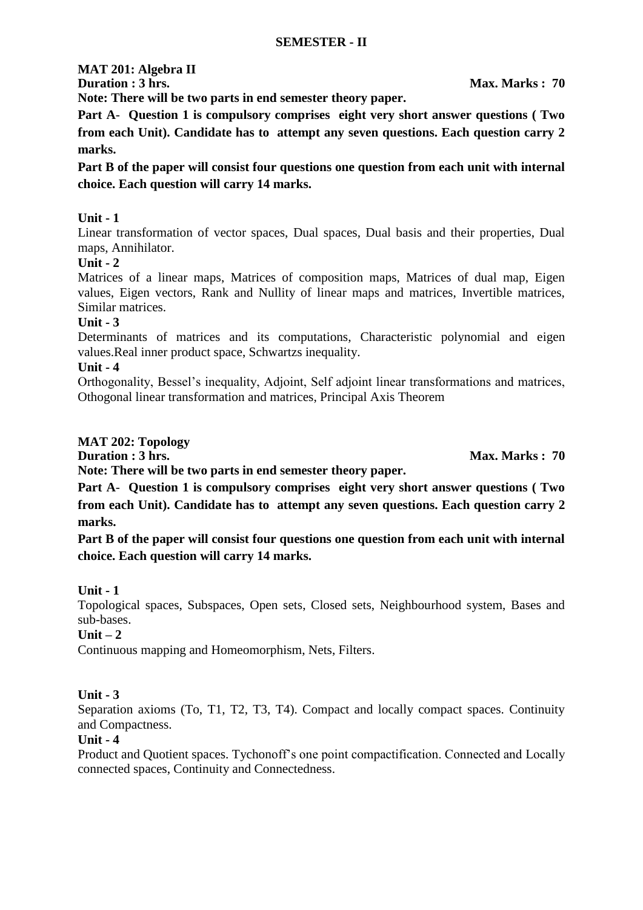## SEMESTER - II

### MAT 201: Algebra II

**Duration : 3 hrs.** **Max. Marks : 70**

**Note: There will be two parts in end semester theory paper.**

**Part A- Question 1 is compulsory comprises eight very short answer questions ( Two from each Unit). Candidate has to attempt any seven questions. Each question carry 2 marks.**

**Part B of the paper will consist four questions one question from each unit with internal choice. Each question will carry 14 marks.**

**Unit - 1**

Linear transformation of vector spaces, Dual spaces, Dual basis and their properties, Dual maps, Annihilator.

**Unit - 2**

Matrices of a linear maps, Matrices of composition maps, Matrices of dual map, Eigen values, Eigen vectors, Rank and Nullity of linear maps and matrices, Invertible matrices, Similar matrices.

**Unit - 3**

Determinants of matrices and its computations, Characteristic polynomial and eigen values.Real inner product space, Schwartzs inequality.

**Unit - 4**

Orthogonality, Bessel's inequality, Adjoint, Self adjoint linear transformations and matrices, Othogonal linear transformation and matrices, Principal Axis Theorem

### MAT 202: Topology

**Duration : 3 hrs.** **Max. Marks : 70**

**Note: There will be two parts in end semester theory paper.**

**Part A- Question 1 is compulsory comprises eight very short answer questions ( Two from each Unit). Candidate has to attempt any seven questions. Each question carry 2 marks.**

**Part B of the paper will consist four questions one question from each unit with internal choice. Each question will carry 14 marks.**

**Unit - 1**

Topological spaces, Subspaces, Open sets, Closed sets, Neighbourhood system, Bases and sub-bases.

**Unit – 2**

Continuous mapping and Homeomorphism, Nets, Filters.

**Unit - 3**

Separation axioms (To, T1, T2, T3, T4). Compact and locally compact spaces. Continuity and Compactness.

**Unit - 4**

Product and Quotient spaces. Tychonoff's one point compactification. Connected and Locally connected spaces, Continuity and Connectedness.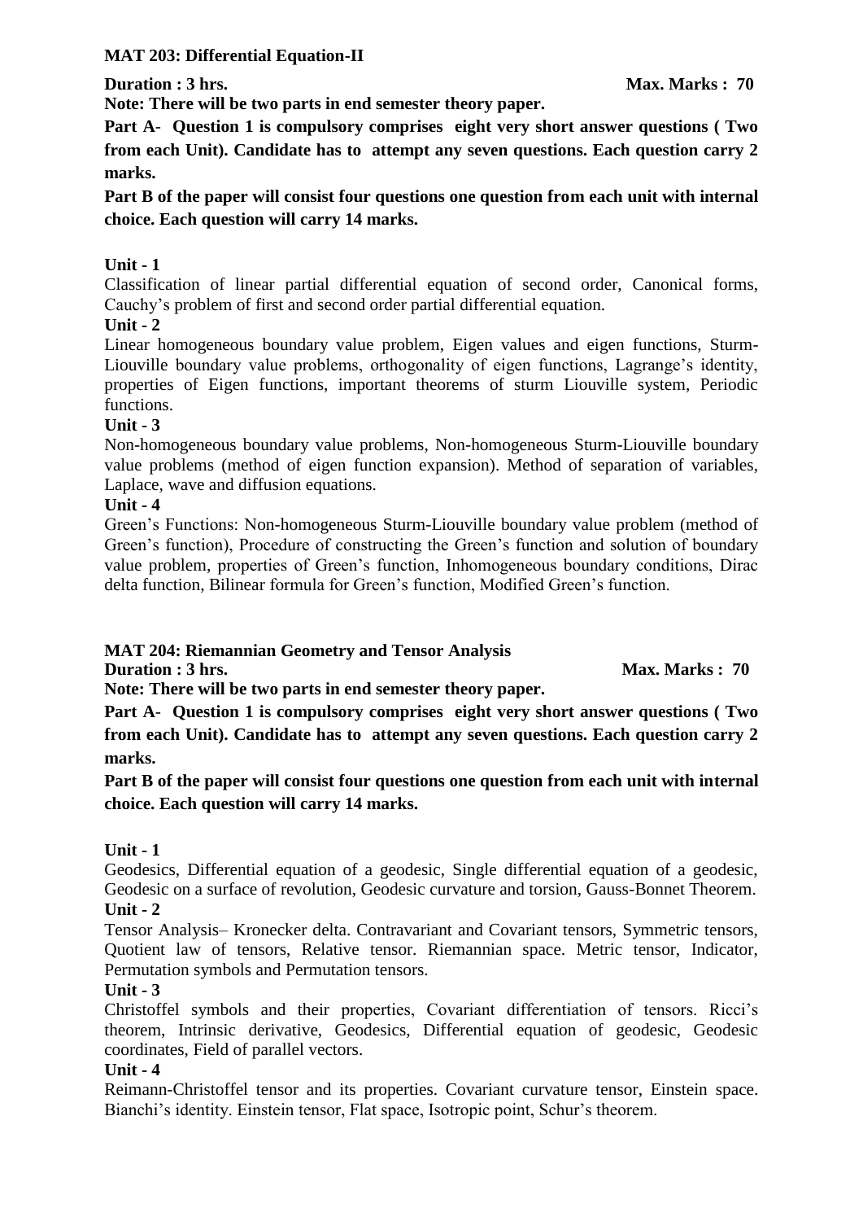## MAT 203: Differential Equation-II

**Duration : 3 hrs.** **Max. Marks : 70**

**Note: There will be two parts in end semester theory paper.**

**Part A- Question 1 is compulsory comprises eight very short answer questions ( Two from each Unit). Candidate has to attempt any seven questions. Each question carry 2 marks.**

**Part B of the paper will consist four questions one question from each unit with internal choice. Each question will carry 14 marks.**

**Unit - 1**

Classification of linear partial differential equation of second order, Canonical forms, Cauchy's problem of first and second order partial differential equation.

**Unit - 2**

Linear homogeneous boundary value problem, Eigen values and eigen functions, Sturm-Liouville boundary value problems, orthogonality of eigen functions, Lagrange's identity, properties of Eigen functions, important theorems of sturm Liouville system, Periodic functions.

**Unit - 3**

Non-homogeneous boundary value problems, Non-homogeneous Sturm-Liouville boundary value problems (method of eigen function expansion). Method of separation of variables, Laplace, wave and diffusion equations.

**Unit - 4**

Green's Functions: Non-homogeneous Sturm-Liouville boundary value problem (method of Green's function), Procedure of constructing the Green's function and solution of boundary value problem, properties of Green's function, Inhomogeneous boundary conditions, Dirac delta function, Bilinear formula for Green's function, Modified Green's function.

## MAT 204: Riemannian Geometry and Tensor Analysis

**Duration : 3 hrs.** **Max. Marks : 70**

**Note: There will be two parts in end semester theory paper.**

**Part A- Question 1 is compulsory comprises eight very short answer questions ( Two from each Unit). Candidate has to attempt any seven questions. Each question carry 2 marks.**

**Part B of the paper will consist four questions one question from each unit with internal choice. Each question will carry 14 marks.**

**Unit - 1**

Geodesics, Differential equation of a geodesic, Single differential equation of a geodesic, Geodesic on a surface of revolution, Geodesic curvature and torsion, Gauss-Bonnet Theorem.

**Unit - 2**

Tensor Analysis– Kronecker delta. Contravariant and Covariant tensors, Symmetric tensors, Quotient law of tensors, Relative tensor. Riemannian space. Metric tensor, Indicator, Permutation symbols and Permutation tensors.

**Unit - 3**

Christoffel symbols and their properties, Covariant differentiation of tensors. Ricci's theorem, Intrinsic derivative, Geodesics, Differential equation of geodesic, Geodesic coordinates, Field of parallel vectors.

**Unit - 4**

Reimann-Christoffel tensor and its properties. Covariant curvature tensor, Einstein space. Bianchi's identity. Einstein tensor, Flat space, Isotropic point, Schur's theorem.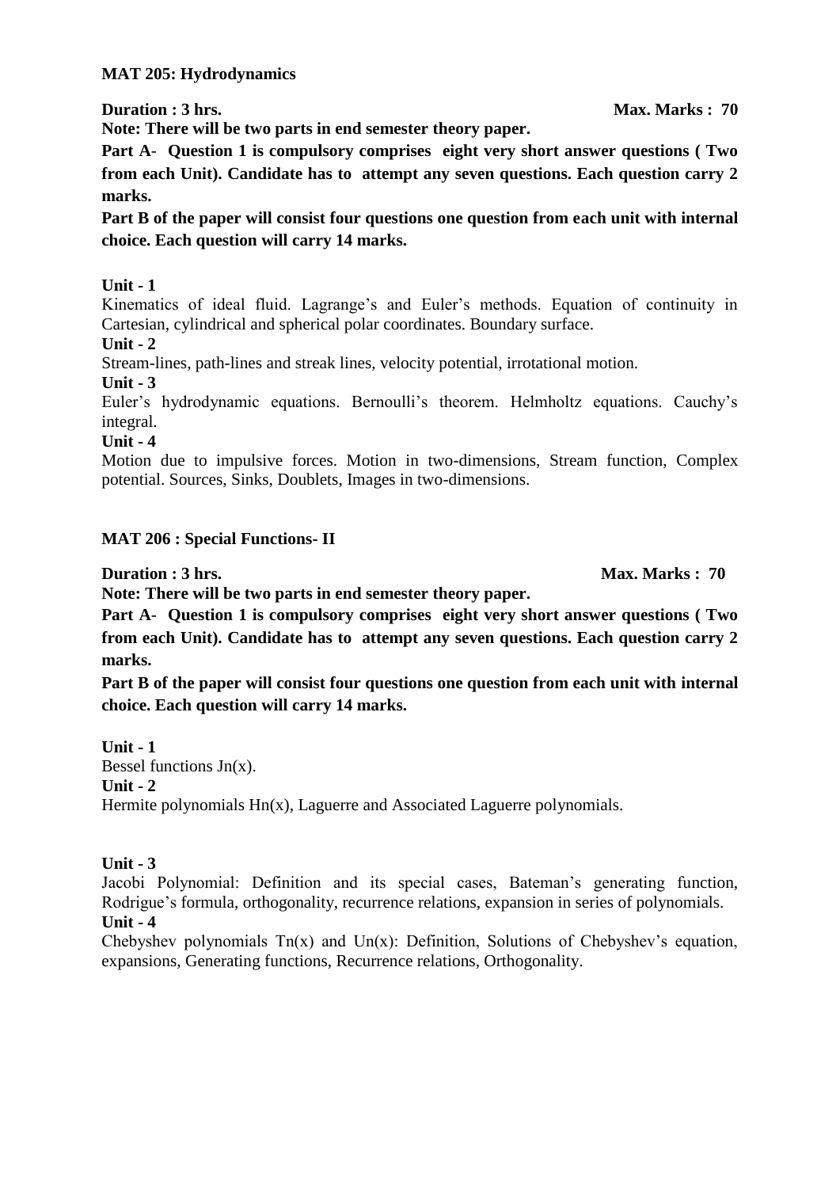## MAT 205: Hydrodynamics

**Duration : 3 hrs.** **Max. Marks : 70**

**Note: There will be two parts in end semester theory paper.**

**Part A- Question 1 is compulsory comprises eight very short answer questions ( Two from each Unit). Candidate has to attempt any seven questions. Each question carry 2 marks.**

**Part B of the paper will consist four questions one question from each unit with internal choice. Each question will carry 14 marks.**

**Unit - 1**

Kinematics of ideal fluid. Lagrange's and Euler's methods. Equation of continuity in Cartesian, cylindrical and spherical polar coordinates. Boundary surface.

**Unit - 2**

Stream-lines, path-lines and streak lines, velocity potential, irrotational motion.

**Unit - 3**

Euler's hydrodynamic equations. Bernoulli's theorem. Helmholtz equations. Cauchy's integral.

**Unit - 4**

Motion due to impulsive forces. Motion in two-dimensions, Stream function, Complex potential. Sources, Sinks, Doublets, Images in two-dimensions.

## MAT 206 : Special Functions- II

**Duration : 3 hrs.** **Max. Marks : 70**

**Note: There will be two parts in end semester theory paper.**

**Part A- Question 1 is compulsory comprises eight very short answer questions ( Two from each Unit). Candidate has to attempt any seven questions. Each question carry 2 marks.**

**Part B of the paper will consist four questions one question from each unit with internal choice. Each question will carry 14 marks.**

**Unit - 1**

Bessel functions $J_n(x)$.

**Unit - 2**

Hermite polynomials $H_n(x)$, Laguerre and Associated Laguerre polynomials.

**Unit - 3**

Jacobi Polynomial: Definition and its special cases, Bateman's generating function, Rodrigue's formula, orthogonality, recurrence relations, expansion in series of polynomials.

**Unit - 4**

Chebyshev polynomials $T_n(x)$ and $U_n(x)$: Definition, Solutions of Chebyshev's equation, expansions, Generating functions, Recurrence relations, Orthogonality.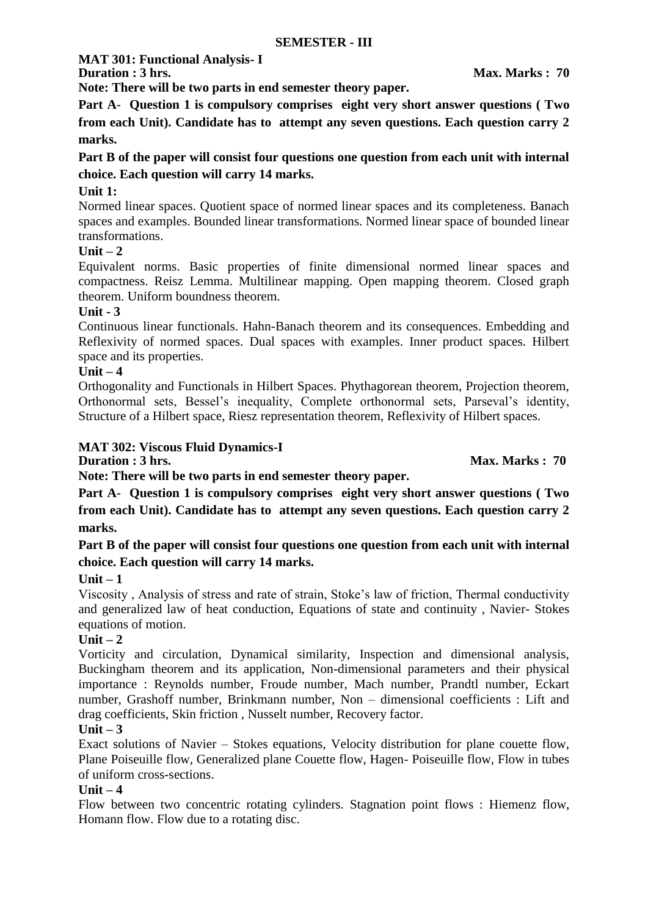## SEMESTER - III

### MAT 301: Functional Analysis- I

**Duration : 3 hrs.** **Max. Marks : 70**

**Note: There will be two parts in end semester theory paper.**

**Part A- Question 1 is compulsory comprises eight very short answer questions ( Two from each Unit). Candidate has to attempt any seven questions. Each question carry 2 marks.**

**Part B of the paper will consist four questions one question from each unit with internal choice. Each question will carry 14 marks.**

**Unit 1:**

Normed linear spaces. Quotient space of normed linear spaces and its completeness. Banach spaces and examples. Bounded linear transformations. Normed linear space of bounded linear transformations.

**Unit – 2**

Equivalent norms. Basic properties of finite dimensional normed linear spaces and compactness. Reisz Lemma. Multilinear mapping. Open mapping theorem. Closed graph theorem. Uniform boundness theorem.

**Unit - 3**

Continuous linear functionals. Hahn-Banach theorem and its consequences. Embedding and Reflexivity of normed spaces. Dual spaces with examples. Inner product spaces. Hilbert space and its properties.

**Unit – 4**

Orthogonality and Functionals in Hilbert Spaces. Phythagorean theorem, Projection theorem, Orthonormal sets, Bessel's inequality, Complete orthonormal sets, Parseval's identity, Structure of a Hilbert space, Riesz representation theorem, Reflexivity of Hilbert spaces.

### MAT 302: Viscous Fluid Dynamics-I

**Duration : 3 hrs.** **Max. Marks : 70**

**Note: There will be two parts in end semester theory paper.**

**Part A- Question 1 is compulsory comprises eight very short answer questions ( Two from each Unit). Candidate has to attempt any seven questions. Each question carry 2 marks.**

**Part B of the paper will consist four questions one question from each unit with internal choice. Each question will carry 14 marks.**

**Unit – 1**

Viscosity , Analysis of stress and rate of strain, Stoke's law of friction, Thermal conductivity and generalized law of heat conduction, Equations of state and continuity , Navier- Stokes equations of motion.

**Unit – 2**

Vorticity and circulation, Dynamical similarity, Inspection and dimensional analysis, Buckingham theorem and its application, Non-dimensional parameters and their physical importance : Reynolds number, Froude number, Mach number, Prandtl number, Eckart number, Grashoff number, Brinkmann number, Non – dimensional coefficients : Lift and drag coefficients, Skin friction , Nusselt number, Recovery factor.

**Unit – 3**

Exact solutions of Navier – Stokes equations, Velocity distribution for plane couette flow, Plane Poiseuille flow, Generalized plane Couette flow, Hagen- Poiseuille flow, Flow in tubes of uniform cross-sections.

**Unit – 4**

Flow between two concentric rotating cylinders. Stagnation point flows : Hiemenz flow, Homann flow. Flow due to a rotating disc.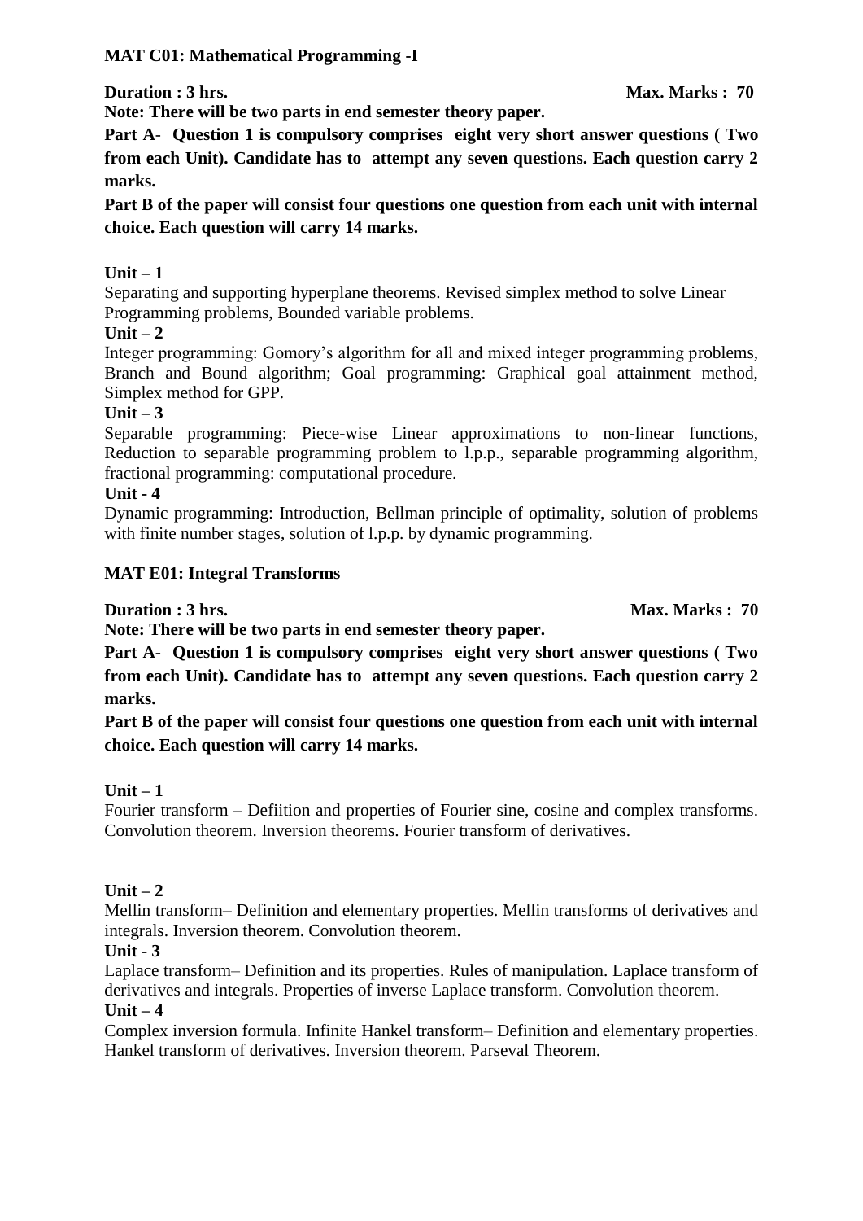## MAT C01: Mathematical Programming -I

**Duration : 3 hrs.** **Max. Marks : 70**

**Note: There will be two parts in end semester theory paper.**

**Part A- Question 1 is compulsory comprises eight very short answer questions ( Two from each Unit). Candidate has to attempt any seven questions. Each question carry 2 marks.**

**Part B of the paper will consist four questions one question from each unit with internal choice. Each question will carry 14 marks.**

**Unit – 1**

Separating and supporting hyperplane theorems. Revised simplex method to solve Linear Programming problems, Bounded variable problems.

**Unit – 2**

Integer programming: Gomory's algorithm for all and mixed integer programming problems, Branch and Bound algorithm; Goal programming: Graphical goal attainment method, Simplex method for GPP.

**Unit – 3**

Separable programming: Piece-wise Linear approximations to non-linear functions, Reduction to separable programming problem to l.p.p., separable programming algorithm, fractional programming: computational procedure.

**Unit - 4**

Dynamic programming: Introduction, Bellman principle of optimality, solution of problems with finite number stages, solution of l.p.p. by dynamic programming.

## MAT E01: Integral Transforms

**Duration : 3 hrs.** **Max. Marks : 70**

**Note: There will be two parts in end semester theory paper.**

**Part A- Question 1 is compulsory comprises eight very short answer questions ( Two from each Unit). Candidate has to attempt any seven questions. Each question carry 2 marks.**

**Part B of the paper will consist four questions one question from each unit with internal choice. Each question will carry 14 marks.**

**Unit – 1**

Fourier transform – Defiition and properties of Fourier sine, cosine and complex transforms. Convolution theorem. Inversion theorems. Fourier transform of derivatives.

**Unit – 2**

Mellin transform– Definition and elementary properties. Mellin transforms of derivatives and integrals. Inversion theorem. Convolution theorem.

**Unit - 3**

Laplace transform– Definition and its properties. Rules of manipulation. Laplace transform of derivatives and integrals. Properties of inverse Laplace transform. Convolution theorem.

**Unit – 4**

Complex inversion formula. Infinite Hankel transform– Definition and elementary properties. Hankel transform of derivatives. Inversion theorem. Parseval Theorem.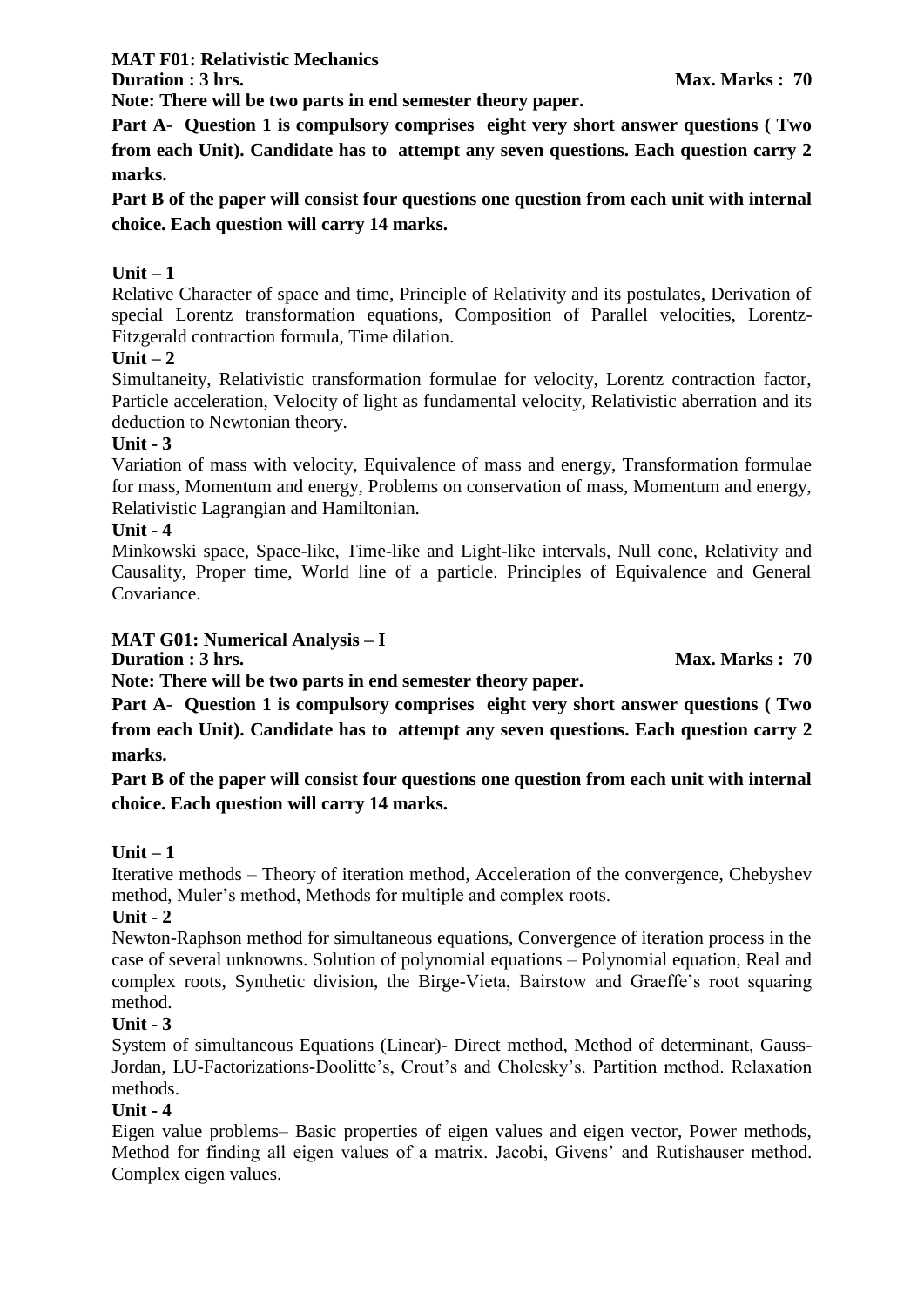## MAT F01: Relativistic Mechanics

**Duration : 3 hrs.** **Max. Marks : 70**

**Note: There will be two parts in end semester theory paper.**

**Part A- Question 1 is compulsory comprises eight very short answer questions ( Two from each Unit). Candidate has to attempt any seven questions. Each question carry 2 marks.**

**Part B of the paper will consist four questions one question from each unit with internal choice. Each question will carry 14 marks.**

**Unit – 1**

Relative Character of space and time, Principle of Relativity and its postulates, Derivation of special Lorentz transformation equations, Composition of Parallel velocities, Lorentz-Fitzgerald contraction formula, Time dilation.

**Unit – 2**

Simultaneity, Relativistic transformation formulae for velocity, Lorentz contraction factor, Particle acceleration, Velocity of light as fundamental velocity, Relativistic aberration and its deduction to Newtonian theory.

**Unit - 3**

Variation of mass with velocity, Equivalence of mass and energy, Transformation formulae for mass, Momentum and energy, Problems on conservation of mass, Momentum and energy, Relativistic Lagrangian and Hamiltonian.

**Unit - 4**

Minkowski space, Space-like, Time-like and Light-like intervals, Null cone, Relativity and Causality, Proper time, World line of a particle. Principles of Equivalence and General Covariance.

## MAT G01: Numerical Analysis – I

**Duration : 3 hrs.** **Max. Marks : 70**

**Note: There will be two parts in end semester theory paper.**

**Part A- Question 1 is compulsory comprises eight very short answer questions ( Two from each Unit). Candidate has to attempt any seven questions. Each question carry 2 marks.**

**Part B of the paper will consist four questions one question from each unit with internal choice. Each question will carry 14 marks.**

**Unit – 1**

Iterative methods – Theory of iteration method, Acceleration of the convergence, Chebyshev method, Muler's method, Methods for multiple and complex roots.

**Unit - 2**

Newton-Raphson method for simultaneous equations, Convergence of iteration process in the case of several unknowns. Solution of polynomial equations – Polynomial equation, Real and complex roots, Synthetic division, the Birge-Vieta, Bairstow and Graeffe's root squaring method.

**Unit - 3**

System of simultaneous Equations (Linear)- Direct method, Method of determinant, Gauss-Jordan, LU-Factorizations-Doolitte's, Crout's and Cholesky's. Partition method. Relaxation methods.

**Unit - 4**

Eigen value problems– Basic properties of eigen values and eigen vector, Power methods, Method for finding all eigen values of a matrix. Jacobi, Givens' and Rutishauser method. Complex eigen values.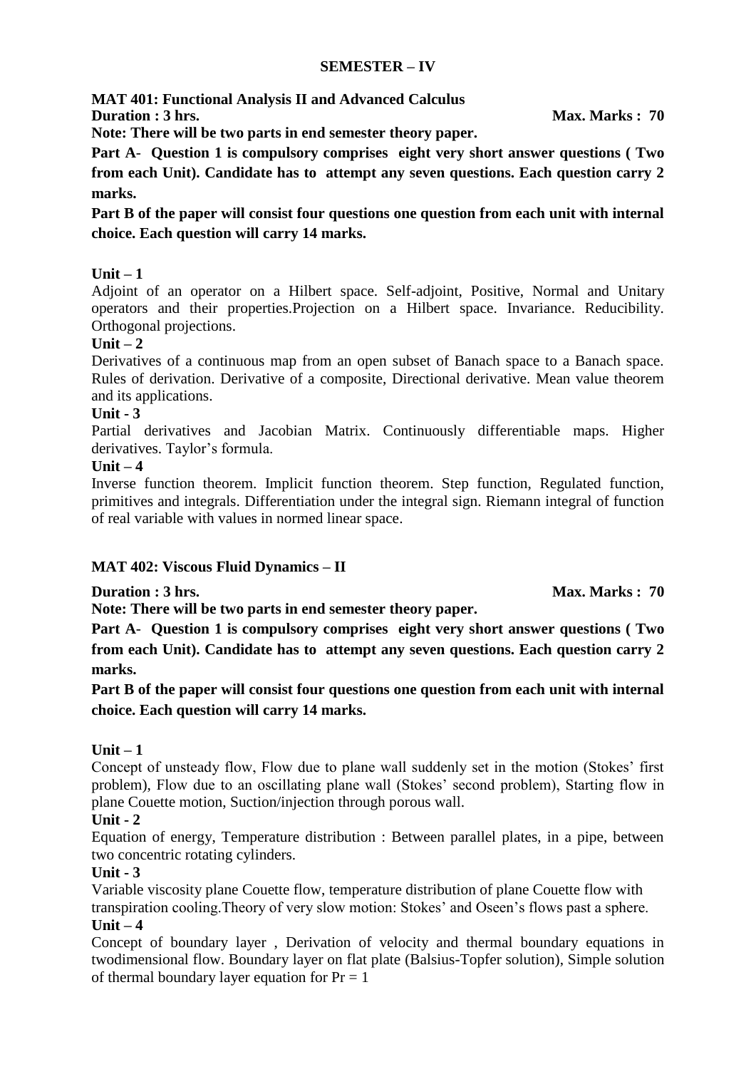## SEMESTER – IV

### MAT 401: Functional Analysis II and Advanced Calculus

**Duration : 3 hrs.** **Max. Marks : 70**

**Note: There will be two parts in end semester theory paper.**

**Part A- Question 1 is compulsory comprises eight very short answer questions ( Two from each Unit). Candidate has to attempt any seven questions. Each question carry 2 marks.**

**Part B of the paper will consist four questions one question from each unit with internal choice. Each question will carry 14 marks.**

**Unit – 1**

Adjoint of an operator on a Hilbert space. Self-adjoint, Positive, Normal and Unitary operators and their properties.Projection on a Hilbert space. Invariance. Reducibility. Orthogonal projections.

**Unit – 2**

Derivatives of a continuous map from an open subset of Banach space to a Banach space. Rules of derivation. Derivative of a composite, Directional derivative. Mean value theorem and its applications.

**Unit - 3**

Partial derivatives and Jacobian Matrix. Continuously differentiable maps. Higher derivatives. Taylor's formula.

**Unit – 4**

Inverse function theorem. Implicit function theorem. Step function, Regulated function, primitives and integrals. Differentiation under the integral sign. Riemann integral of function of real variable with values in normed linear space.

### MAT 402: Viscous Fluid Dynamics – II

**Duration : 3 hrs.** **Max. Marks : 70**

**Note: There will be two parts in end semester theory paper.**

**Part A- Question 1 is compulsory comprises eight very short answer questions ( Two from each Unit). Candidate has to attempt any seven questions. Each question carry 2 marks.**

**Part B of the paper will consist four questions one question from each unit with internal choice. Each question will carry 14 marks.**

**Unit – 1**

Concept of unsteady flow, Flow due to plane wall suddenly set in the motion (Stokes' first problem), Flow due to an oscillating plane wall (Stokes' second problem), Starting flow in plane Couette motion, Suction/injection through porous wall.

**Unit - 2**

Equation of energy, Temperature distribution : Between parallel plates, in a pipe, between two concentric rotating cylinders.

**Unit - 3**

Variable viscosity plane Couette flow, temperature distribution of plane Couette flow with transpiration cooling.Theory of very slow motion: Stokes' and Oseen's flows past a sphere.

**Unit – 4**

Concept of boundary layer , Derivation of velocity and thermal boundary equations in twodimensional flow. Boundary layer on flat plate (Balsius-Topfer solution), Simple solution of thermal boundary layer equation for $Pr = 1$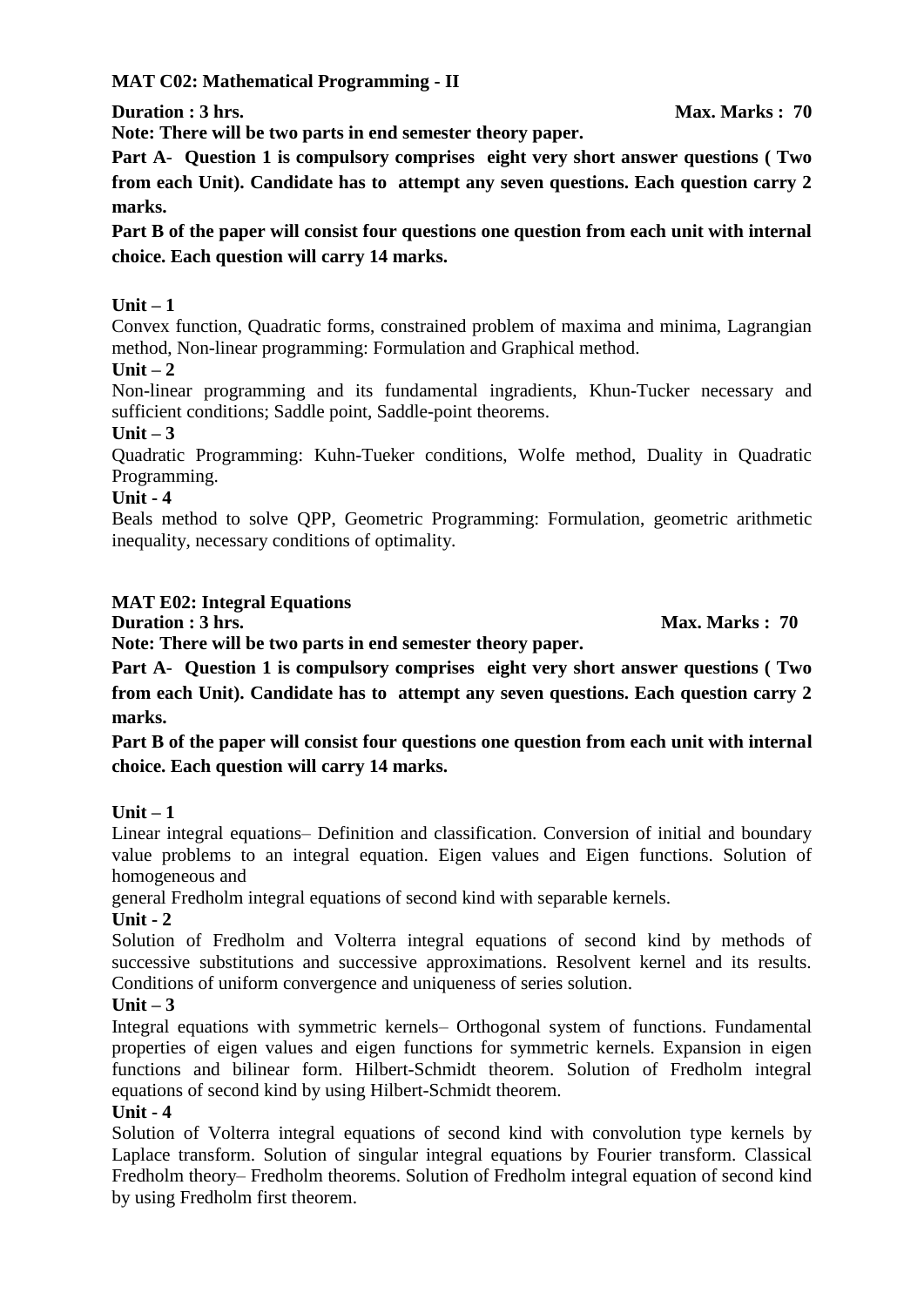**MAT C02: Mathematical Programming - II**

**Duration : 3 hrs.** **Max. Marks : 70**

**Note: There will be two parts in end semester theory paper.**

**Part A- Question 1 is compulsory comprises eight very short answer questions ( Two from each Unit). Candidate has to attempt any seven questions. Each question carry 2 marks.**

**Part B of the paper will consist four questions one question from each unit with internal choice. Each question will carry 14 marks.**

**Unit – 1**

Convex function, Quadratic forms, constrained problem of maxima and minima, Lagrangian method, Non-linear programming: Formulation and Graphical method.

**Unit – 2**

Non-linear programming and its fundamental ingradients, Khun-Tucker necessary and sufficient conditions; Saddle point, Saddle-point theorems.

**Unit – 3**

Quadratic Programming: Kuhn-Tueker conditions, Wolfe method, Duality in Quadratic Programming.

**Unit - 4**

Beals method to solve QPP, Geometric Programming: Formulation, geometric arithmetic inequality, necessary conditions of optimality.

**MAT E02: Integral Equations**

**Duration : 3 hrs.** **Max. Marks : 70**

**Note: There will be two parts in end semester theory paper.**

**Part A- Question 1 is compulsory comprises eight very short answer questions ( Two from each Unit). Candidate has to attempt any seven questions. Each question carry 2 marks.**

**Part B of the paper will consist four questions one question from each unit with internal choice. Each question will carry 14 marks.**

**Unit – 1**

Linear integral equations– Definition and classification. Conversion of initial and boundary value problems to an integral equation. Eigen values and Eigen functions. Solution of homogeneous and

general Fredholm integral equations of second kind with separable kernels.

**Unit - 2**

Solution of Fredholm and Volterra integral equations of second kind by methods of successive substitutions and successive approximations. Resolvent kernel and its results. Conditions of uniform convergence and uniqueness of series solution.

**Unit – 3**

Integral equations with symmetric kernels– Orthogonal system of functions. Fundamental properties of eigen values and eigen functions for symmetric kernels. Expansion in eigen functions and bilinear form. Hilbert-Schmidt theorem. Solution of Fredholm integral equations of second kind by using Hilbert-Schmidt theorem.

**Unit - 4**

Solution of Volterra integral equations of second kind with convolution type kernels by Laplace transform. Solution of singular integral equations by Fourier transform. Classical Fredholm theory– Fredholm theorems. Solution of Fredholm integral equation of second kind by using Fredholm first theorem.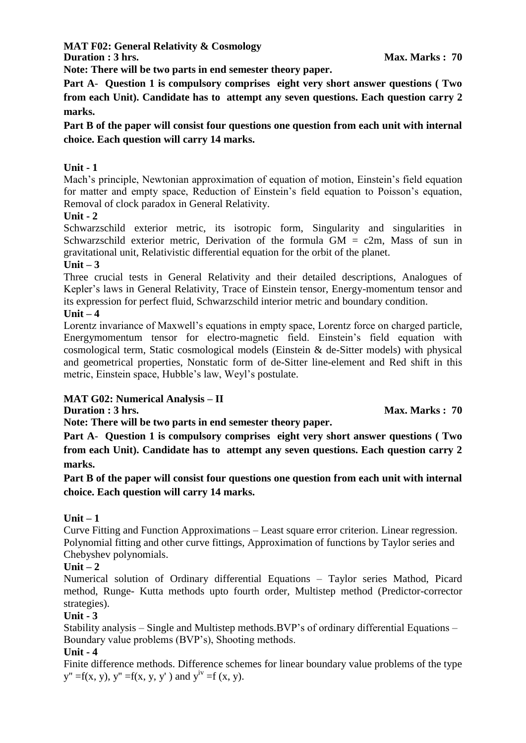**MAT F02: General Relativity & Cosmology**

**Duration : 3 hrs.** **Max. Marks : 70**

**Note: There will be two parts in end semester theory paper.**

**Part A- Question 1 is compulsory comprises eight very short answer questions ( Two from each Unit). Candidate has to attempt any seven questions. Each question carry 2 marks.**

**Part B of the paper will consist four questions one question from each unit with internal choice. Each question will carry 14 marks.**

**Unit - 1**

Mach's principle, Newtonian approximation of equation of motion, Einstein's field equation for matter and empty space, Reduction of Einstein's field equation to Poisson's equation, Removal of clock paradox in General Relativity.

**Unit - 2**

Schwarzschild exterior metric, its isotropic form, Singularity and singularities in Schwarzschild exterior metric, Derivation of the formula GM = c2m, Mass of sun in gravitational unit, Relativistic differential equation for the orbit of the planet.

**Unit – 3**

Three crucial tests in General Relativity and their detailed descriptions, Analogues of Kepler's laws in General Relativity, Trace of Einstein tensor, Energy-momentum tensor and its expression for perfect fluid, Schwarzschild interior metric and boundary condition.

**Unit – 4**

Lorentz invariance of Maxwell's equations in empty space, Lorentz force on charged particle, Energymomentum tensor for electro-magnetic field. Einstein's field equation with cosmological term, Static cosmological models (Einstein & de-Sitter models) with physical and geometrical properties, Nonstatic form of de-Sitter line-element and Red shift in this metric, Einstein space, Hubble's law, Weyl's postulate.

**MAT G02: Numerical Analysis – II**

**Duration : 3 hrs.** **Max. Marks : 70**

**Note: There will be two parts in end semester theory paper.**

**Part A- Question 1 is compulsory comprises eight very short answer questions ( Two from each Unit). Candidate has to attempt any seven questions. Each question carry 2 marks.**

**Part B of the paper will consist four questions one question from each unit with internal choice. Each question will carry 14 marks.**

**Unit – 1**

Curve Fitting and Function Approximations – Least square error criterion. Linear regression. Polynomial fitting and other curve fittings, Approximation of functions by Taylor series and Chebyshev polynomials.

**Unit – 2**

Numerical solution of Ordinary differential Equations – Taylor series Mathod, Picard method, Runge- Kutta methods upto fourth order, Multistep method (Predictor-corrector strategies).

**Unit - 3**

Stability analysis – Single and Multistep methods.BVP's of ordinary differential Equations – Boundary value problems (BVP's), Shooting methods.

**Unit - 4**

Finite difference methods. Difference schemes for linear boundary value problems of the type $y'' = f(x, y)$, $y'' = f(x, y, y')$ and $y^{iv} = f(x, y)$.